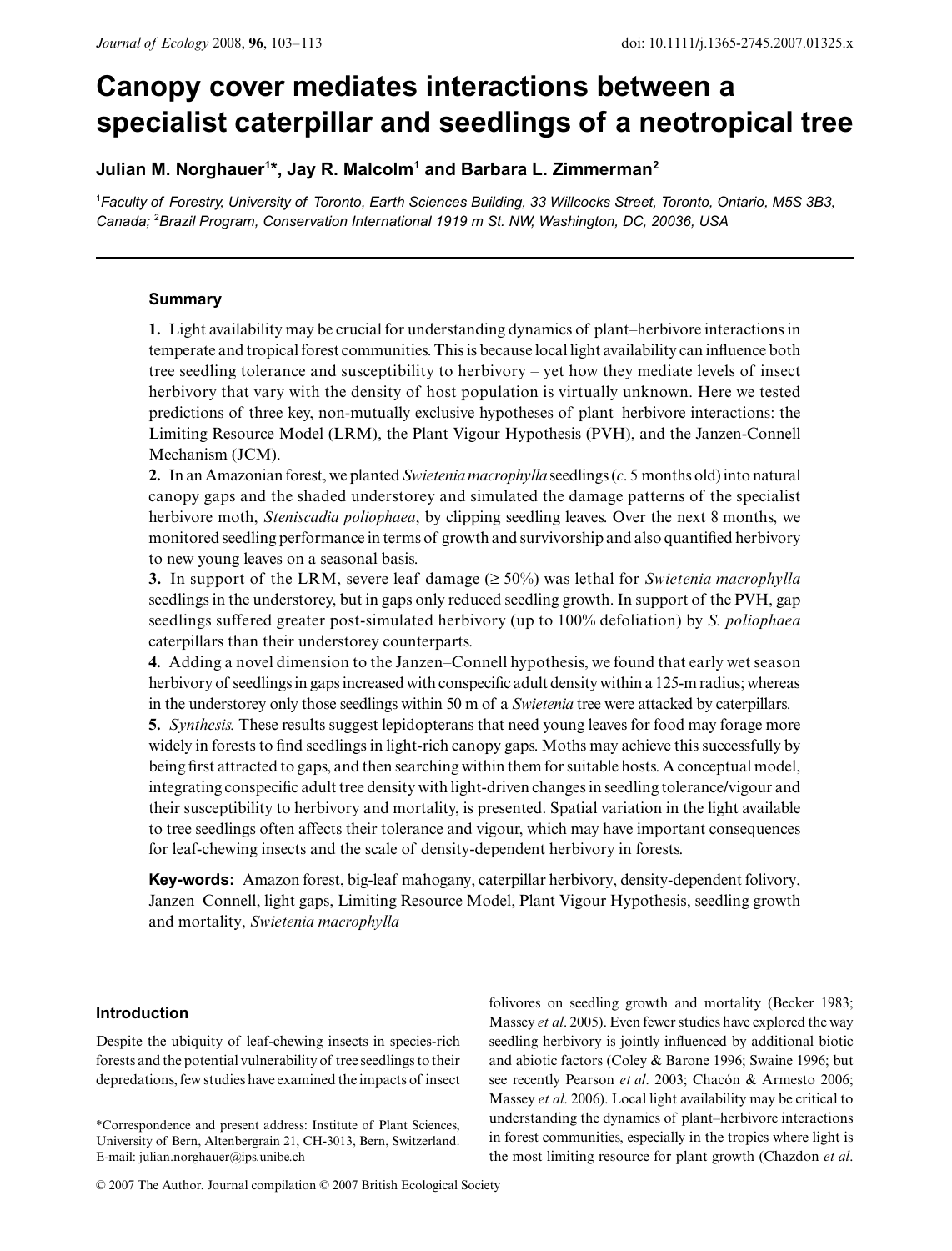# Canopy cover mediates interactions between a specialist caterpillar and seedlings of a neotropical tree

**Julian M. Norghauer[1]*, Jay R. Malcolm[1] and Barbara L. Zimmerman[2]**

[1]*Faculty of Forestry, University of Toronto, Earth Sciences Building, 33 Willcocks Street, Toronto, Ontario, M5S 3B3, Canada;* [2]*Brazil Program, Conservation International 1919 m St. NW, Washington, DC, 20036, USA*

## Summary

**1.** Light availability may be crucial for understanding dynamics of plant–herbivore interactions in temperate and tropical forest communities. This is because local light availability can influence both tree seedling tolerance and susceptibility to herbivory – yet how they mediate levels of insect herbivory that vary with the density of host population is virtually unknown. Here we tested predictions of three key, non-mutually exclusive hypotheses of plant–herbivore interactions: the Limiting Resource Model (LRM), the Plant Vigour Hypothesis (PVH), and the Janzen-Connell Mechanism (JCM).

**2.** In an Amazonian forest, we planted *Swietenia macrophylla* seedlings (*c.* 5 months old) into natural canopy gaps and the shaded understorey and simulated the damage patterns of the specialist herbivore moth, *Steniscadia poliophaea*, by clipping seedling leaves. Over the next 8 months, we monitored seedling performance in terms of growth and survivorship and also quantified herbivory to new young leaves on a seasonal basis.

**3.** In support of the LRM, severe leaf damage (≥ 50%) was lethal for *Swietenia macrophylla* seedlings in the understorey, but in gaps only reduced seedling growth. In support of the PVH, gap seedlings suffered greater post-simulated herbivory (up to 100% defoliation) by *S. poliophaea* caterpillars than their understorey counterparts.

**4.** Adding a novel dimension to the Janzen–Connell hypothesis, we found that early wet season herbivory of seedlings in gaps increased with conspecific adult density within a 125-m radius; whereas in the understorey only those seedlings within 50 m of a *Swietenia* tree were attacked by caterpillars.

**5.** *Synthesis.* These results suggest lepidopterans that need young leaves for food may forage more widely in forests to find seedlings in light-rich canopy gaps. Moths may achieve this successfully by being first attracted to gaps, and then searching within them for suitable hosts. A conceptual model, integrating conspecific adult tree density with light-driven changes in seedling tolerance/vigour and their susceptibility to herbivory and mortality, is presented. Spatial variation in the light available to tree seedlings often affects their tolerance and vigour, which may have important consequences for leaf-chewing insects and the scale of density-dependent herbivory in forests.

**Key-words:** Amazon forest, big-leaf mahogany, caterpillar herbivory, density-dependent folivory, Janzen–Connell, light gaps, Limiting Resource Model, Plant Vigour Hypothesis, seedling growth and mortality, *Swietenia macrophylla*

## Introduction

Despite the ubiquity of leaf-chewing insects in species-rich forests and the potential vulnerability of tree seedlings to their depredations, few studies have examined the impacts of insect folivores on seedling growth and mortality (Becker 1983; Massey *et al.* 2005). Even fewer studies have explored the way seedling herbivory is jointly influenced by additional biotic and abiotic factors (Coley & Barone 1996; Swaine 1996; but see recently Pearson *et al.* 2003; Chacón & Armesto 2006; Massey *et al.* 2006). Local light availability may be critical to understanding the dynamics of plant–herbivore interactions in forest communities, especially in the tropics where light is the most limiting resource for plant growth (Chazdon *et al.*

*Correspondence and present address: Institute of Plant Sciences, University of Bern, Altenbergrain 21, CH-3013, Bern, Switzerland. E-mail: julian.norghauer@ips.unibe.ch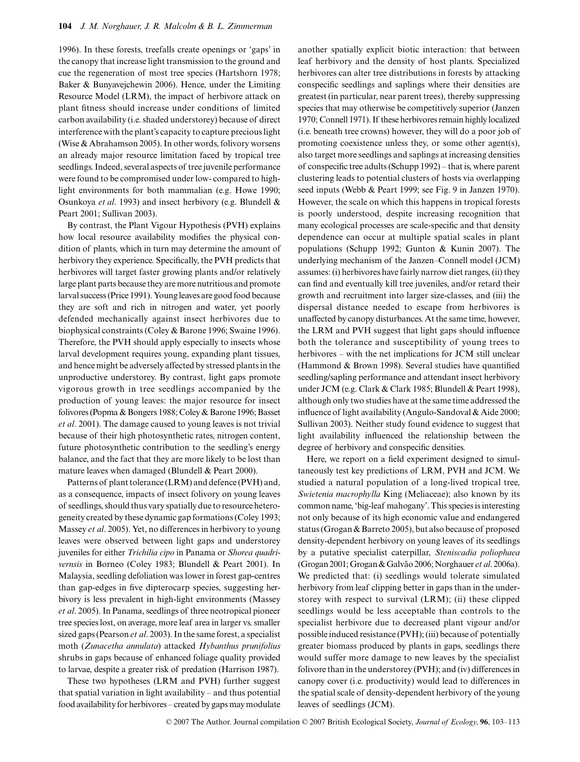1996). In these forests, treefalls create openings or 'gaps' in the canopy that increase light transmission to the ground and cue the regeneration of most tree species (Hartshorn 1978; Baker & Bunyavejchewin 2006). Hence, under the Limiting Resource Model (LRM), the impact of herbivore attack on plant fitness should increase under conditions of limited carbon availability (i.e. shaded understorey) because of direct interference with the plant's capacity to capture precious light (Wise & Abrahamson 2005). In other words, folivory worsens an already major resource limitation faced by tropical tree seedlings. Indeed, several aspects of tree juvenile performance were found to be compromised under low- compared to high-light environments for both mammalian (e.g. Howe 1990; Osunkoya *et al*. 1993) and insect herbivory (e.g. Blundell & Peart 2001; Sullivan 2003).

By contrast, the Plant Vigour Hypothesis (PVH) explains how local resource availability modifies the physical condition of plants, which in turn may determine the amount of herbivory they experience. Specifically, the PVH predicts that herbivores will target faster growing plants and/or relatively large plant parts because they are more nutritious and promote larval success (Price 1991). Young leaves are good food because they are soft and rich in nitrogen and water, yet poorly defended mechanically against insect herbivores due to biophysical constraints (Coley & Barone 1996; Swaine 1996). Therefore, the PVH should apply especially to insects whose larval development requires young, expanding plant tissues, and hence might be adversely affected by stressed plants in the unproductive understorey. By contrast, light gaps promote vigorous growth in tree seedlings accompanied by the production of young leaves: the major resource for insect folivores (Popma & Bongers 1988; Coley & Barone 1996; Basset *et al*. 2001). The damage caused to young leaves is not trivial because of their high photosynthetic rates, nitrogen content, future photosynthetic contribution to the seedling's energy balance, and the fact that they are more likely to be lost than mature leaves when damaged (Blundell & Peart 2000).

Patterns of plant tolerance (LRM) and defence (PVH) and, as a consequence, impacts of insect folivory on young leaves of seedlings, should thus vary spatially due to resource heterogeneity created by these dynamic gap formations (Coley 1993; Massey *et al*. 2005). Yet, no differences in herbivory to young leaves were observed between light gaps and understorey juveniles for either *Trichilia cipo* in Panama or *Shorea quadrivernsis* in Borneo (Coley 1983; Blundell & Peart 2001). In Malaysia, seedling defoliation was lower in forest gap-centres than gap-edges in five dipterocarp species, suggesting herbivory is less prevalent in high-light environments (Massey *et al*. 2005). In Panama, seedlings of three neotropical pioneer tree species lost, on average, more leaf area in larger vs. smaller sized gaps (Pearson *et al*. 2003). In the same forest, a specialist moth (*Zunacetha annulata*) attacked *Hybanthus prunifolius* shrubs in gaps because of enhanced foliage quality provided to larvae, despite a greater risk of predation (Harrison 1987).

These two hypotheses (LRM and PVH) further suggest that spatial variation in light availability – and thus potential food availability for herbivores – created by gaps may modulate another spatially explicit biotic interaction: that between leaf herbivory and the density of host plants. Specialized herbivores can alter tree distributions in forests by attacking conspecific seedlings and saplings where their densities are greatest (in particular, near parent trees), thereby suppressing species that may otherwise be competitively superior (Janzen 1970; Connell 1971). If these herbivores remain highly localized (i.e. beneath tree crowns) however, they will do a poor job of promoting coexistence unless they, or some other agent(s), also target more seedlings and saplings at increasing densities of conspecific tree adults (Schupp 1992) – that is, where parent clustering leads to potential clusters of hosts via overlapping seed inputs (Webb & Peart 1999; see Fig. 9 in Janzen 1970). However, the scale on which this happens in tropical forests is poorly understood, despite increasing recognition that many ecological processes are scale-specific and that density dependence can occur at multiple spatial scales in plant populations (Schupp 1992; Gunton & Kunin 2007). The underlying mechanism of the Janzen–Connell model (JCM) assumes: (i) herbivores have fairly narrow diet ranges, (ii) they can find and eventually kill tree juveniles, and/or retard their growth and recruitment into larger size-classes, and (iii) the dispersal distance needed to escape from herbivores is unaffected by canopy disturbances. At the same time, however, the LRM and PVH suggest that light gaps should influence both the tolerance and susceptibility of young trees to herbivores – with the net implications for JCM still unclear (Hammond & Brown 1998). Several studies have quantified seedling/sapling performance and attendant insect herbivory under JCM (e.g. Clark & Clark 1985; Blundell & Peart 1998), although only two studies have at the same time addressed the influence of light availability (Angulo-Sandoval & Aide 2000; Sullivan 2003). Neither study found evidence to suggest that light availability influenced the relationship between the degree of herbivory and conspecific densities.

Here, we report on a field experiment designed to simultaneously test key predictions of LRM, PVH and JCM. We studied a natural population of a long-lived tropical tree, *Swietenia macrophylla* King (Meliaceae); also known by its common name, 'big-leaf mahogany'. This species is interesting not only because of its high economic value and endangered status (Grogan & Barreto 2005), but also because of proposed density-dependent herbivory on young leaves of its seedlings by a putative specialist caterpillar, *Steniscadia poliophaea* (Grogan 2001; Grogan & Galvão 2006; Norghauer *et al*. 2006a). We predicted that: (i) seedlings would tolerate simulated herbivory from leaf clipping better in gaps than in the understorey with respect to survival (LRM); (ii) these clipped seedlings would be less acceptable than controls to the specialist herbivore due to decreased plant vigour and/or possible induced resistance (PVH); (iii) because of potentially greater biomass produced by plants in gaps, seedlings there would suffer more damage to new leaves by the specialist folivore than in the understorey (PVH); and (iv) differences in canopy cover (i.e. productivity) would lead to differences in the spatial scale of density-dependent herbivory of the young leaves of seedlings (JCM).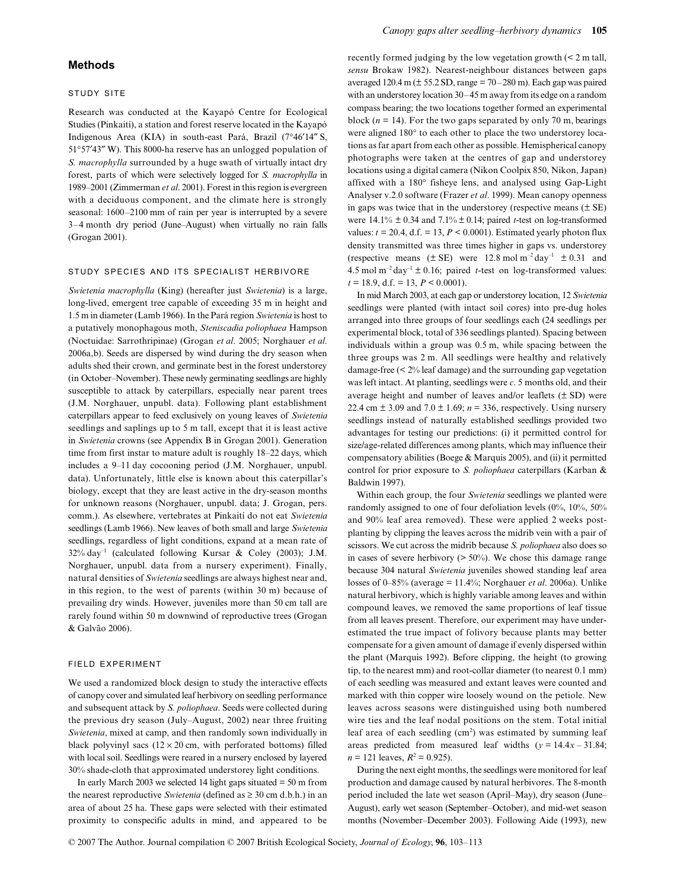## Methods

### STUDY SITE

Research was conducted at the Kayapó Centre for Ecological Studies (Pinkaití), a station and forest reserve located in the Kayapó Indigenous Area (KIA) in south-east Pará, Brazil (7°46′14″ S, 51°57′43″ W). This 8000-ha reserve has an unlogged population of *S. macrophylla* surrounded by a huge swath of virtually intact dry forest, parts of which were selectively logged for *S. macrophylla* in 1989–2001 (Zimmerman *et al*. 2001). Forest in this region is evergreen with a deciduous component, and the climate here is strongly seasonal: 1600–2100 mm of rain per year is interrupted by a severe 3–4 month dry period (June–August) when virtually no rain falls (Grogan 2001).

### STUDY SPECIES AND ITS SPECIALIST HERBIVORE

*Swietenia macrophylla* (King) (hereafter just *Swietenia*) is a large, long-lived, emergent tree capable of exceeding 35 m in height and 1.5 m in diameter (Lamb 1966). In the Pará region *Swietenia* is host to a putatively monophagous moth, *Steniscadia poliophaea* Hampson (Noctuidae: Sarrothripinae) (Grogan *et al*. 2005; Norghauer *et al*. 2006a,b). Seeds are dispersed by wind during the dry season when adults shed their crown, and germinate best in the forest understorey (in October–November). These newly germinating seedlings are highly susceptible to attack by caterpillars, especially near parent trees (J.M. Norghauer, unpubl. data). Following plant establishment caterpillars appear to feed exclusively on young leaves of *Swietenia* seedlings and saplings up to 5 m tall, except that it is least active in *Swietenia* crowns (see Appendix B in Grogan 2001). Generation time from first instar to mature adult is roughly 18–22 days, which includes a 9–11 day cocooning period (J.M. Norghauer, unpubl. data). Unfortunately, little else is known about this caterpillar's biology, except that they are least active in the dry-season months for unknown reasons (Norghauer, unpubl. data; J. Grogan, pers. comm.). As elsewhere, vertebrates at Pinkaití do not eat *Swietenia* seedlings (Lamb 1966). New leaves of both small and large *Swietenia* seedlings, regardless of light conditions, expand at a mean rate of 32% $\text{day}^{-1}$ (calculated following Kursar & Coley (2003); J.M. Norghauer, unpubl. data from a nursery experiment). Finally, natural densities of *Swietenia* seedlings are always highest near and, in this region, to the west of parents (within 30 m) because of prevailing dry winds. However, juveniles more than 50 cm tall are rarely found within 50 m downwind of reproductive trees (Grogan & Galvão 2006).

### FIELD EXPERIMENT

We used a randomized block design to study the interactive effects of canopy cover and simulated leaf herbivory on seedling performance and subsequent attack by *S. poliophaea*. Seeds were collected during the previous dry season (July–August, 2002) near three fruiting *Swietenia*, mixed at camp, and then randomly sown individually in black polyvinyl sacs (12 × 20 cm, with perforated bottoms) filled with local soil. Seedlings were reared in a nursery enclosed by layered 30% shade-cloth that approximated understorey light conditions.

In early March 2003 we selected 14 light gaps situated = 50 m from the nearest reproductive *Swietenia* (defined as ≥ 30 cm d.b.h.) in an area of about 25 ha. These gaps were selected with their estimated proximity to conspecific adults in mind, and appeared to be recently formed judging by the low vegetation growth (< 2 m tall, *sensu* Brokaw 1982). Nearest-neighbour distances between gaps averaged 120.4 m (± 55.2 SD, range = 70–280 m). Each gap was paired with an understorey location 30–45 m away from its edge on a random compass bearing; the two locations together formed an experimental block ($n = 14$). For the two gaps separated by only 70 m, bearings were aligned 180° to each other to place the two understorey locations as far apart from each other as possible. Hemispherical canopy photographs were taken at the centres of gap and understorey locations using a digital camera (Nikon Coolpix 850, Nikon, Japan) affixed with a 180° fisheye lens, and analysed using Gap-Light Analyser v.2.0 software (Frazer *et al*. 1999). Mean canopy openness in gaps was twice that in the understorey (respective means (± SE) were 14.1% ± 0.34 and 7.1% ± 0.14; paired *t*-test on log-transformed values: $t = 20.4$, d.f. = 13, $P < 0.0001$). Estimated yearly photon flux density transmitted was three times higher in gaps vs. understorey (respective means (± SE) were 12.8 mol $\text{m}^{-2}\,\text{day}^{-1}$ ± 0.31 and 4.5 mol $\text{m}^{-2}\,\text{day}^{-1}$ ± 0.16; paired *t*-test on log-transformed values: $t = 18.9$, d.f. = 13, $P < 0.0001$).

In mid March 2003, at each gap or understorey location, 12 *Swietenia* seedlings were planted (with intact soil cores) into pre-dug holes arranged into three groups of four seedlings each (24 seedlings per experimental block, total of 336 seedlings planted). Spacing between individuals within a group was 0.5 m, while spacing between the three groups was 2 m. All seedlings were healthy and relatively damage-free (< 2% leaf damage) and the surrounding gap vegetation was left intact. At planting, seedlings were *c*. 5 months old, and their average height and number of leaves and/or leaflets (± SD) were 22.4 cm ± 3.09 and 7.0 ± 1.69; $n = 336$, respectively. Using nursery seedlings instead of naturally established seedlings provided two advantages for testing our predictions: (i) it permitted control for size/age-related differences among plants, which may influence their compensatory abilities (Boege & Marquis 2005), and (ii) it permitted control for prior exposure to *S. poliophaea* caterpillars (Karban & Baldwin 1997).

Within each group, the four *Swietenia* seedlings we planted were randomly assigned to one of four defoliation levels (0%, 10%, 50% and 90% leaf area removed). These were applied 2 weeks post-planting by clipping the leaves across the midrib vein with a pair of scissors. We cut across the midrib because *S. poliophaea* also does so in cases of severe herbivory (> 50%). We chose this damage range because 304 natural *Swietenia* juveniles showed standing leaf area losses of 0–85% (average = 11.4%; Norghauer *et al*. 2006a). Unlike natural herbivory, which is highly variable among leaves and within compound leaves, we removed the same proportions of leaf tissue from all leaves present. Therefore, our experiment may have underestimated the true impact of folivory because plants may better compensate for a given amount of damage if evenly dispersed within the plant (Marquis 1992). Before clipping, the height (to growing tip, to the nearest mm) and root-collar diameter (to nearest 0.1 mm) of each seedling was measured and extant leaves were counted and marked with thin copper wire loosely wound on the petiole. New leaves across seasons were distinguished using both numbered wire ties and the leaf nodal positions on the stem. Total initial leaf area of each seedling ($\text{cm}^2$) was estimated by summing leaf areas predicted from measured leaf widths ($y = 14.4x - 31.84$; $n = 121$ leaves, $R^2 = 0.925$).

During the next eight months, the seedlings were monitored for leaf production and damage caused by natural herbivores. The 8-month period included the late wet season (April–May), dry season (June–August), early wet season (September–October), and mid-wet season months (November–December 2003). Following Aide (1993), new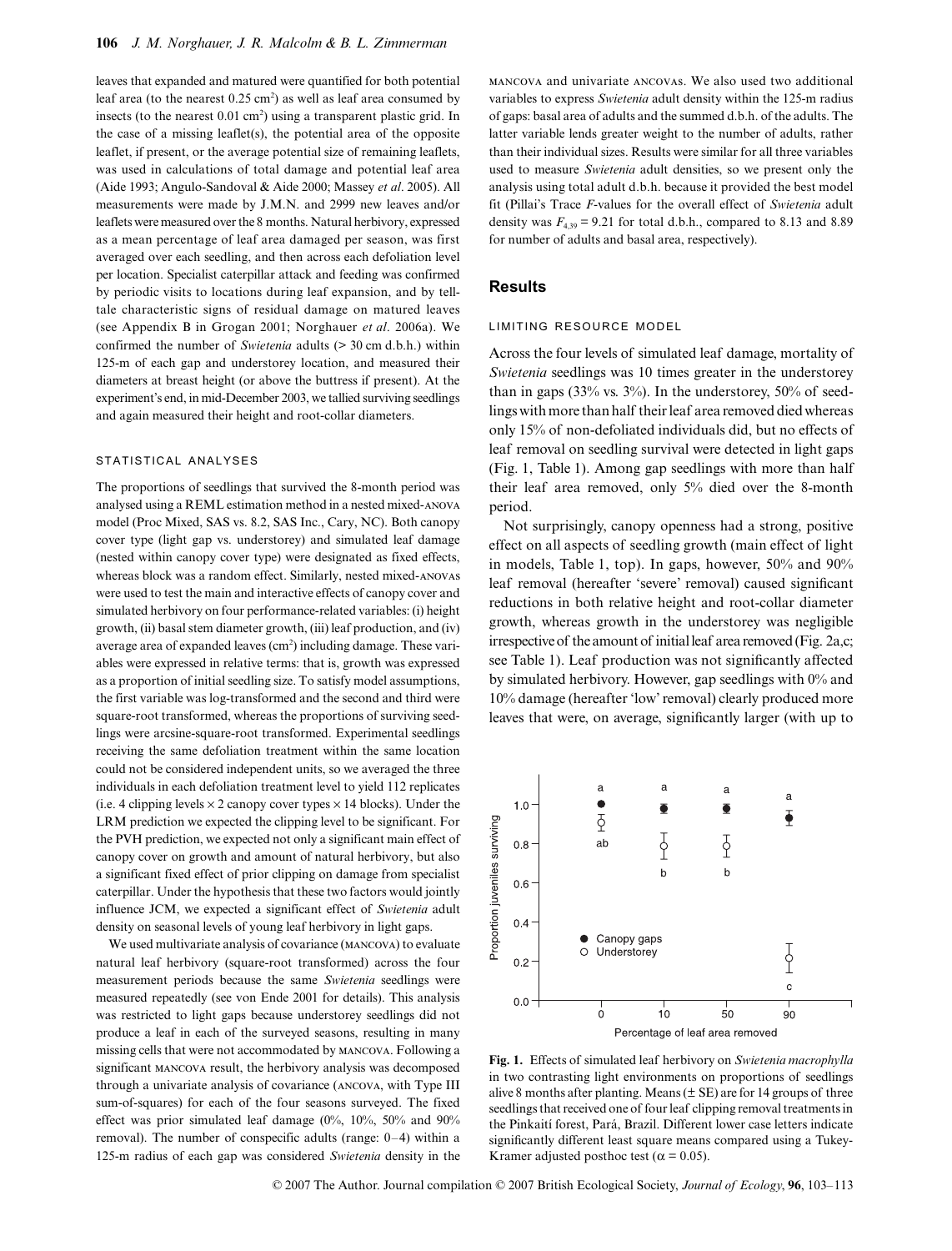leaves that expanded and matured were quantified for both potential leaf area (to the nearest 0.25 $cm^2$) as well as leaf area consumed by insects (to the nearest 0.01 $cm^2$) using a transparent plastic grid. In the case of a missing leaflet(s), the potential area of the opposite leaflet, if present, or the average potential size of remaining leaflets, was used in calculations of total damage and potential leaf area (Aide 1993; Angulo-Sandoval & Aide 2000; Massey *et al*. 2005). All measurements were made by J.M.N. and 2999 new leaves and/or leaflets were measured over the 8 months. Natural herbivory, expressed as a mean percentage of leaf area damaged per season, was first averaged over each seedling, and then across each defoliation level per location. Specialist caterpillar attack and feeding was confirmed by periodic visits to locations during leaf expansion, and by telltale characteristic signs of residual damage on matured leaves (see Appendix B in Grogan 2001; Norghauer *et al*. 2006a). We confirmed the number of *Swietenia* adults (> 30 cm d.b.h.) within 125-m of each gap and understorey location, and measured their diameters at breast height (or above the buttress if present). At the experiment's end, in mid-December 2003, we tallied surviving seedlings and again measured their height and root-collar diameters.

### STATISTICAL ANALYSES

The proportions of seedlings that survived the 8-month period was analysed using a REML estimation method in a nested mixed-ANOVA model (Proc Mixed, SAS vs. 8.2, SAS Inc., Cary, NC). Both canopy cover type (light gap vs. understorey) and simulated leaf damage (nested within canopy cover type) were designated as fixed effects, whereas block was a random effect. Similarly, nested mixed-ANOVAs were used to test the main and interactive effects of canopy cover and simulated herbivory on four performance-related variables: (i) height growth, (ii) basal stem diameter growth, (iii) leaf production, and (iv) average area of expanded leaves ($cm^2$) including damage. These variables were expressed in relative terms: that is, growth was expressed as a proportion of initial seedling size. To satisfy model assumptions, the first variable was log-transformed and the second and third were square-root transformed, whereas the proportions of surviving seedlings were arcsine-square-root transformed. Experimental seedlings receiving the same defoliation treatment within the same location could not be considered independent units, so we averaged the three individuals in each defoliation treatment level to yield 112 replicates (i.e. 4 clipping levels × 2 canopy cover types × 14 blocks). Under the LRM prediction we expected the clipping level to be significant. For the PVH prediction, we expected not only a significant main effect of canopy cover on growth and amount of natural herbivory, but also a significant fixed effect of prior clipping on damage from specialist caterpillar. Under the hypothesis that these two factors would jointly influence JCM, we expected a significant effect of *Swietenia* adult density on seasonal levels of young leaf herbivory in light gaps.

We used multivariate analysis of covariance (MANCOVA) to evaluate natural leaf herbivory (square-root transformed) across the four measurement periods because the same *Swietenia* seedlings were measured repeatedly (see von Ende 2001 for details). This analysis was restricted to light gaps because understorey seedlings did not produce a leaf in each of the surveyed seasons, resulting in many missing cells that were not accommodated by MANCOVA. Following a significant MANCOVA result, the herbivory analysis was decomposed through a univariate analysis of covariance (ANCOVA, with Type III sum-of-squares) for each of the four seasons surveyed. The fixed effect was prior simulated leaf damage (0%, 10%, 50% and 90% removal). The number of conspecific adults (range: 0–4) within a 125-m radius of each gap was considered *Swietenia* density in the MANCOVA and univariate ANCOVAs. We also used two additional variables to express *Swietenia* adult density within the 125-m radius of gaps: basal area of adults and the summed d.b.h. of the adults. The latter variable lends greater weight to the number of adults, rather than their individual sizes. Results were similar for all three variables used to measure *Swietenia* adult densities, so we present only the analysis using total adult d.b.h. because it provided the best model fit (Pillai's Trace *F*-values for the overall effect of *Swietenia* adult density was $F_{4,39} = 9.21$ for total d.b.h., compared to 8.13 and 8.89 for number of adults and basal area, respectively).

## Results

### LIMITING RESOURCE MODEL

Across the four levels of simulated leaf damage, mortality of *Swietenia* seedlings was 10 times greater in the understorey than in gaps (33% vs. 3%). In the understorey, 50% of seedlings with more than half their leaf area removed died whereas only 15% of non-defoliated individuals did, but no effects of leaf removal on seedling survival were detected in light gaps (Fig. 1, Table 1). Among gap seedlings with more than half their leaf area removed, only 5% died over the 8-month period.

Not surprisingly, canopy openness had a strong, positive effect on all aspects of seedling growth (main effect of light in models, Table 1, top). In gaps, however, 50% and 90% leaf removal (hereafter 'severe' removal) caused significant reductions in both relative height and root-collar diameter growth, whereas growth in the understorey was negligible irrespective of the amount of initial leaf area removed (Fig. 2a,c; see Table 1). Leaf production was not significantly affected by simulated herbivory. However, gap seedlings with 0% and 10% damage (hereafter 'low' removal) clearly produced more leaves that were, on average, significantly larger (with up to

Proportion juveniles surviving
1.0
0.8
0.6
0.4
0.2
0.0
a a a a
ab b b c
Canopy gaps
Understorey
0 10 50 90
Percentage of leaf area removed

**Fig. 1.** Effects of simulated leaf herbivory on *Swietenia macrophylla* in two contrasting light environments on proportions of seedlings alive 8 months after planting. Means (± SE) are for 14 groups of three seedlings that received one of four leaf clipping removal treatments in the Pinkaití forest, Pará, Brazil. Different lower case letters indicate significantly different least square means compared using a Tukey-Kramer adjusted posthoc test ($\alpha = 0.05$).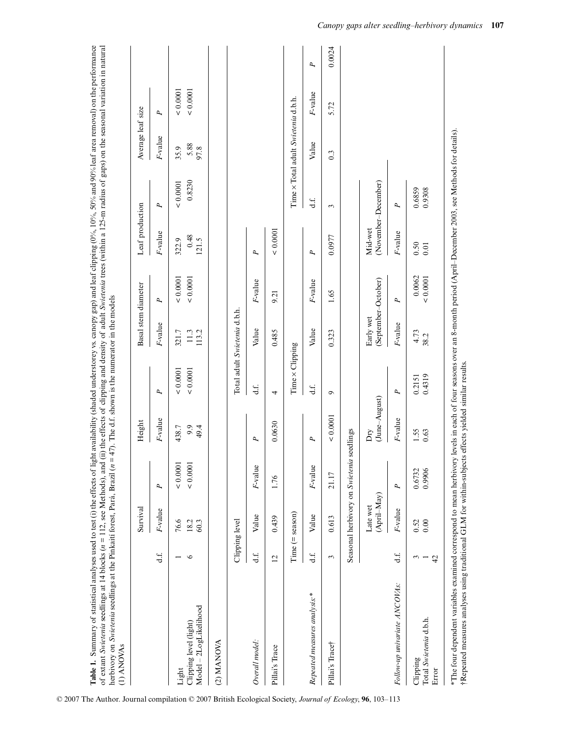**Table 1.** Summary of statistical analyses used to test (i) the effects of light availability (shaded understorey vs. canopy gap) and leaf clipping (0%, 10%, 50% and 90% leaf area removal) on the performance of extant *Swietenia* seedlings at 14 blocks ($n$ = 112, see Methods), and (ii) the effects of clipping and density of adult *Swietenia* trees (within a 125-m radius of gaps) on the seasonal variation in natural herbivory on *Swietenia* seedlings at the Pinkaití forest, Pará, Brazil ($n$ = 47). The d.f. shown is the numerator in the models

(1) ANOVAs

| | d.f. | Survival *F*-value | Survival *P* | Height *F*-value | Height *P* | Basal stem diameter *F*-value | Basal stem diameter *P* | Leaf production *F*-value | Leaf production *P* | Average leaf size *F*-value | Average leaf size *P* |
|---|---|---|---|---|---|---|---|---|---|---|---|
| Light | 1 | 76.6 | < 0.0001 | 438.7 | < 0.0001 | 321.7 | < 0.0001 | 322.9 | < 0.0001 | 35.9 | < 0.0001 |
| Clipping level (light) | 6 | 18.2 | < 0.0001 | 9.9 | < 0.0001 | 11.3 | < 0.0001 | 0.48 | 0.8230 | 5.88 | < 0.0001 |
| Model – 2LogLikelihood | | 60.3 | | 49.4 | | 113.2 | | 121.5 | | 97.8 | |

(2) MANOVA

| *Overall model:* | Clipping level d.f. | Value | *F*-value | *P* | Total adult *Swietenia* d.b.h. d.f. | Value | *F*-value | *P* |
|---|---|---|---|---|---|---|---|---|
| Pillai's Trace | 12 | 0.439 | 1.76 | 0.0630 | 4 | 0.485 | 9.21 | < 0.0001 |

| *Repeated measures analysis:** | Time (= season) d.f. | Value | *F*-value | *P* | Time × Clipping d.f. | Value | *F*-value | *P* | Time × Total adult *Swietenia* d.b.h. d.f. | Value | *F*-value | *P* |
|---|---|---|---|---|---|---|---|---|---|---|---|---|
| Pillai's Trace† | 3 | 0.613 | 21.17 | < 0.0001 | 9 | 0.323 | 1.65 | 0.0977 | 3 | 0.3 | 5.72 | 0.0024 |

Seasonal herbivory on *Swietenia* seedlings

| *Follow-up univariate ANCOVAs:* | d.f. | Late wet (April–May) *F*-value | Late wet (April–May) *P* | Dry (June–August) *F*-value | Dry (June–August) *P* | Early wet (September–October) *F*-value | Early wet (September–October) *P* | Mid-wet (November–December) *F*-value | Mid-wet (November–December) *P* |
|---|---|---|---|---|---|---|---|---|---|
| Clipping | 3 | 0.52 | 0.6732 | 1.55 | 0.2151 | 4.73 | 0.0062 | 0.50 | 0.6859 |
| Total *Swietenia* d.b.h. | 1 | 0.00 | 0.9906 | 0.63 | 0.4319 | 38.2 | < 0.0001 | 0.01 | 0.9308 |
| Error | 42 | | | | | | | | |

*The four dependent variables examined correspond to mean herbivory levels in each of four seasons over an 8-month period (April–December 2003, see Methods for details).
†Repeated measures analyses using traditional GLM for within-subjects effects yielded similar results.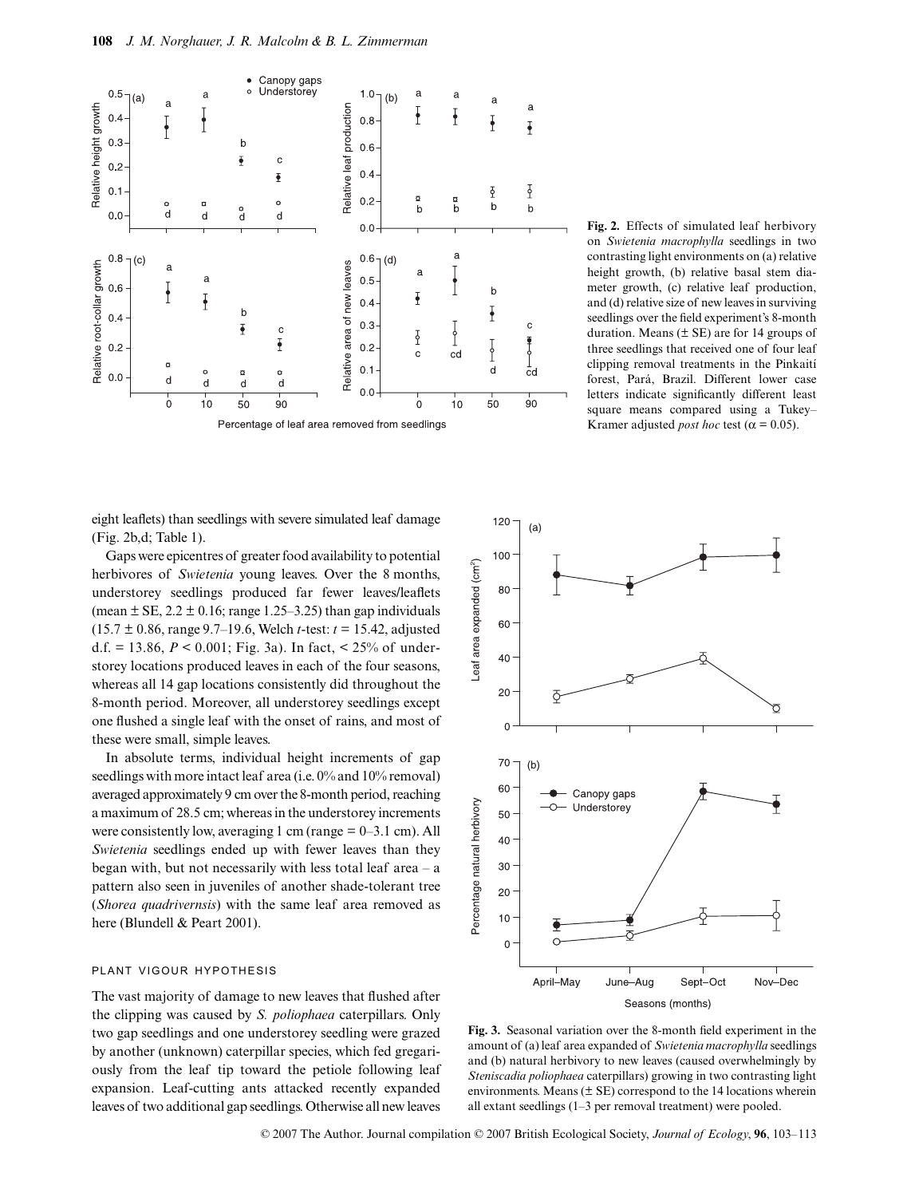Canopy gaps
Understorey

(a)
Relative height growth
0.5
0.4
0.3
0.2
0.1
0.0
a a b c
d d d d

(b)
Relative leaf production
1.0
0.8
0.6
0.4
0.2
0.0
a a a a
b b b b

(c)
Relative root-collar growth
0.8
0.6
0.4
0.2
0.0
a a b c
d d d d

(d)
Relative area of new leaves
0.6
0.5
0.4
0.3
0.2
0.1
0.0
a a b c
c cd d cd

0 10 50 90
0 10 50 90
Percentage of leaf area removed from seedlings

**Fig. 2.** Effects of simulated leaf herbivory on *Swietenia macrophylla* seedlings in two contrasting light environments on (a) relative height growth, (b) relative basal stem diameter growth, (c) relative leaf production, and (d) relative size of new leaves in surviving seedlings over the field experiment's 8-month duration. Means (± SE) are for 14 groups of three seedlings that received one of four leaf clipping removal treatments in the Pinkaití forest, Pará, Brazil. Different lower case letters indicate significantly different least square means compared using a Tukey–Kramer adjusted *post hoc* test ($\alpha = 0.05$).

eight leaflets) than seedlings with severe simulated leaf damage (Fig. 2b,d; Table 1).

Gaps were epicentres of greater food availability to potential herbivores of *Swietenia* young leaves. Over the 8 months, understorey seedlings produced far fewer leaves/leaflets (mean ± SE, 2.2 ± 0.16; range 1.25–3.25) than gap individuals (15.7 ± 0.86, range 9.7–19.6, Welch *t*-test: $t = 15.42$, adjusted d.f. = 13.86, $P < 0.001$; Fig. 3a). In fact, < 25% of understorey locations produced leaves in each of the four seasons, whereas all 14 gap locations consistently did throughout the 8-month period. Moreover, all understorey seedlings except one flushed a single leaf with the onset of rains, and most of these were small, simple leaves.

In absolute terms, individual height increments of gap seedlings with more intact leaf area (i.e. 0% and 10% removal) averaged approximately 9 cm over the 8-month period, reaching a maximum of 28.5 cm; whereas in the understorey increments were consistently low, averaging 1 cm (range = 0–3.1 cm). All *Swietenia* seedlings ended up with fewer leaves than they began with, but not necessarily with less total leaf area – a pattern also seen in juveniles of another shade-tolerant tree (*Shorea quadrivernsis*) with the same leaf area removed as here (Blundell & Peart 2001).

## PLANT VIGOUR HYPOTHESIS

The vast majority of damage to new leaves that flushed after the clipping was caused by *S. poliophaea* caterpillars. Only two gap seedlings and one understorey seedling were grazed by another (unknown) caterpillar species, which fed gregariously from the leaf tip toward the petiole following leaf expansion. Leaf-cutting ants attacked recently expanded leaves of two additional gap seedlings. Otherwise all new leaves

(a)
Leaf area expanded ($cm^2$)
120
100
80
60
40
20
0

(b)
Percentage natural herbivory
70
60
50
40
30
20
10
0
Canopy gaps
Understorey

April–May June–Aug Sept–Oct Nov–Dec
Seasons (months)

**Fig. 3.** Seasonal variation over the 8-month field experiment in the amount of (a) leaf area expanded of *Swietenia macrophylla* seedlings and (b) natural herbivory to new leaves (caused overwhelmingly by *Steniscadia poliophaea* caterpillars) growing in two contrasting light environments. Means (± SE) correspond to the 14 locations wherein all extant seedlings (1–3 per removal treatment) were pooled.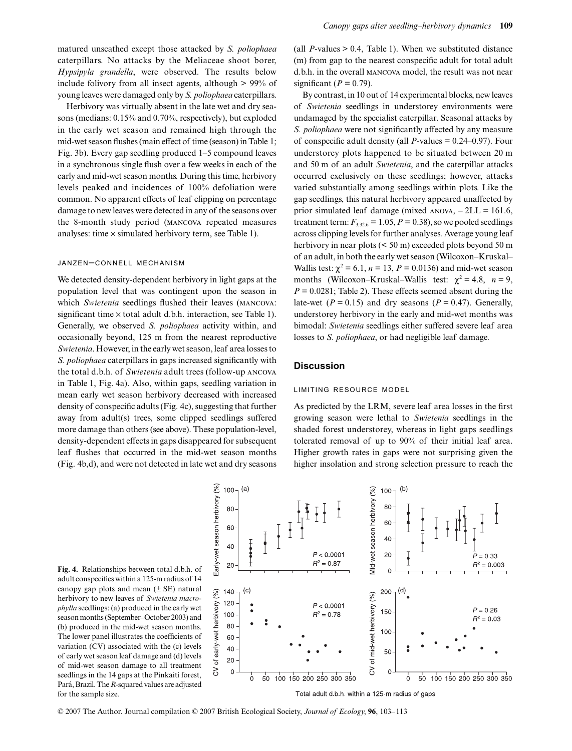matured unscathed except those attacked by *S. poliophaea* caterpillars. No attacks by the Meliaceae shoot borer, *Hypsipyla grandella*, were observed. The results below include folivory from all insect agents, although > 99% of young leaves were damaged only by *S. poliophaea* caterpillars.

Herbivory was virtually absent in the late wet and dry seasons (medians: 0.15% and 0.70%, respectively), but exploded in the early wet season and remained high through the mid-wet season flushes (main effect of time (season) in Table 1; Fig. 3b). Every gap seedling produced 1–5 compound leaves in a synchronous single flush over a few weeks in each of the early and mid-wet season months. During this time, herbivory levels peaked and incidences of 100% defoliation were common. No apparent effects of leaf clipping on percentage damage to new leaves were detected in any of the seasons over the 8-month study period (MANCOVA repeated measures analyses: time × simulated herbivory term, see Table 1).

### JANZEN–CONNELL MECHANISM

We detected density-dependent herbivory in light gaps at the population level that was contingent upon the season in which *Swietenia* seedlings flushed their leaves (MANCOVA: significant time × total adult d.b.h. interaction, see Table 1). Generally, we observed *S. poliophaea* activity within, and occasionally beyond, 125 m from the nearest reproductive *Swietenia*. However, in the early wet season, leaf area losses to *S. poliophaea* caterpillars in gaps increased significantly with the total d.b.h. of *Swietenia* adult trees (follow-up ANCOVA in Table 1, Fig. 4a). Also, within gaps, seedling variation in mean early wet season herbivory decreased with increased density of conspecific adults (Fig. 4c), suggesting that further away from adult(s) trees, some clipped seedlings suffered more damage than others (see above). These population-level, density-dependent effects in gaps disappeared for subsequent leaf flushes that occurred in the mid-wet season months (Fig. 4b,d), and were not detected in late wet and dry seasons (all *P*-values > 0.4, Table 1). When we substituted distance (m) from gap to the nearest conspecific adult for total adult d.b.h. in the overall MANCOVA model, the result was not near significant ($P = 0.79$).

By contrast, in 10 out of 14 experimental blocks, new leaves of *Swietenia* seedlings in understorey environments were undamaged by the specialist caterpillar. Seasonal attacks by *S. poliophaea* were not significantly affected by any measure of conspecific adult density (all *P*-values = 0.24–0.97). Four understorey plots happened to be situated between 20 m and 50 m of an adult *Swietenia*, and the caterpillar attacks occurred exclusively on these seedlings; however, attacks varied substantially among seedlings within plots. Like the gap seedlings, this natural herbivory appeared unaffected by prior simulated leaf damage (mixed ANOVA, – 2LL = 161.6, treatment term: $F_{3,32.6} = 1.05$, $P = 0.38$), so we pooled seedlings across clipping levels for further analyses. Average young leaf herbivory in near plots (< 50 m) exceeded plots beyond 50 m of an adult, in both the early wet season (Wilcoxon–Kruskal–Wallis test: $\chi^2 = 6.1$, $n = 13$, $P = 0.0136$) and mid-wet season months (Wilcoxon–Kruskal–Wallis test: $\chi^2 = 4.8$, $n = 9$, $P = 0.0281$; Table 2). These effects seemed absent during the late-wet ($P = 0.15$) and dry seasons ($P = 0.47$). Generally, understorey herbivory in the early and mid-wet months was bimodal: *Swietenia* seedlings either suffered severe leaf area losses to *S. poliophaea*, or had negligible leaf damage.

## Discussion

### LIMITING RESOURCE MODEL

As predicted by the LRM, severe leaf area losses in the first growing season were lethal to *Swietenia* seedlings in the shaded forest understorey, whereas in light gaps seedlings tolerated removal of up to 90% of their initial leaf area. Higher growth rates in gaps were not surprising given the higher insolation and strong selection pressure to reach the

(a) Early-wet season herbivory (%)
$P < 0.0001$
$R^2 = 0.87$

(b) Mid-wet season herbivory (%)
$P = 0.33$
$R^2 = 0.003$

(c) CV of early-wet herbivory (%)
$P < 0.0001$
$R^2 = 0.78$

(d) CV of mid-wet herbivory (%)
$P = 0.26$
$R^2 = 0.03$

Total adult d.b.h. within a 125-m radius of gaps

**Fig. 4.** Relationships between total d.b.h. of adult conspecifics within a 125-m radius of 14 canopy gap plots and mean (± SE) natural herbivory to new leaves of *Swietenia macrophylla* seedlings: (a) produced in the early wet season months (September–October 2003) and (b) produced in the mid-wet season months. The lower panel illustrates the coefficients of variation (CV) associated with the (c) levels of early wet season leaf damage and (d) levels of mid-wet season damage to all treatment seedlings in the 14 gaps at the Pinkaití forest, Pará, Brazil. The *R*-squared values are adjusted for the sample size.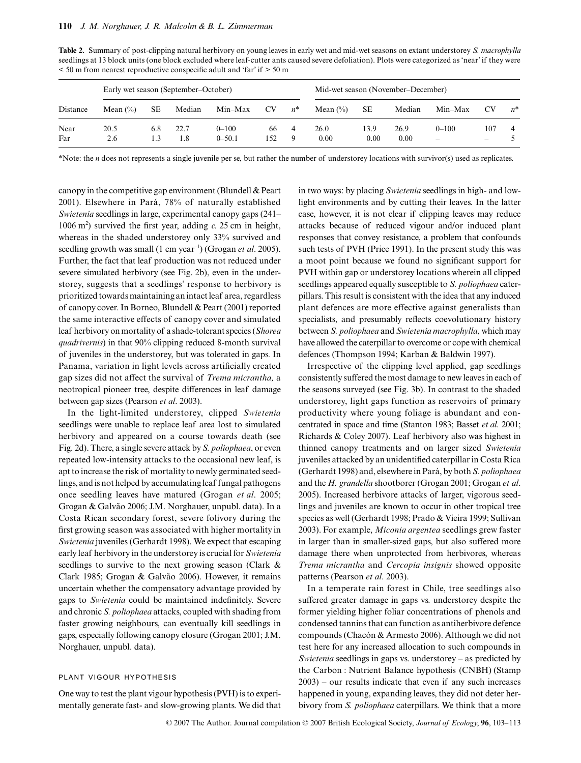**Table 2.** Summary of post-clipping natural herbivory on young leaves in early wet and mid-wet seasons on extant understorey *S. macrophylla* seedlings at 13 block units (one block excluded where leaf-cutter ants caused severe defoliation). Plots were categorized as 'near' if they were < 50 m from nearest reproductive conspecific adult and 'far' if > 50 m

| | Early wet season (September–October) | | | | | | Mid-wet season (November–December) | | | | | |
|---|---|---|---|---|---|---|---|---|---|---|---|---|
| Distance | Mean (%) | SE | Median | Min–Max | CV | $n$* | Mean (%) | SE | Median | Min–Max | CV | $n$* |
| Near | 20.5 | 6.8 | 22.7 | 0–100 | 66 | 4 | 26.0 | 13.9 | 26.9 | 0–100 | 107 | 4 |
| Far | 2.6 | 1.3 | 1.8 | 0–50.1 | 152 | 9 | 0.00 | 0.00 | 0.00 | – | – | 5 |

*Note: the *n* does not represents a single juvenile per se, but rather the number of understorey locations with survivor(s) used as replicates.

canopy in the competitive gap environment (Blundell & Peart 2001). Elsewhere in Pará, 78% of naturally established *Swietenia* seedlings in large, experimental canopy gaps (241–1006 $m^2$) survived the first year, adding *c.* 25 cm in height, whereas in the shaded understorey only 33% survived and seedling growth was small (1 cm $year^{-1}$) (Grogan *et al*. 2005). Further, the fact that leaf production was not reduced under severe simulated herbivory (see Fig. 2b), even in the understorey, suggests that a seedlings' response to herbivory is prioritized towards maintaining an intact leaf area, regardless of canopy cover. In Borneo, Blundell & Peart (2001) reported the same interactive effects of canopy cover and simulated leaf herbivory on mortality of a shade-tolerant species (*Shorea quadrivernis*) in that 90% clipping reduced 8-month survival of juveniles in the understorey, but was tolerated in gaps. In Panama, variation in light levels across artificially created gap sizes did not affect the survival of *Trema micrantha,* a neotropical pioneer tree, despite differences in leaf damage between gap sizes (Pearson *et al*. 2003).

In the light-limited understorey, clipped *Swietenia* seedlings were unable to replace leaf area lost to simulated herbivory and appeared on a course towards death (see Fig. 2d). There, a single severe attack by *S. poliophaea*, or even repeated low-intensity attacks to the occasional new leaf, is apt to increase the risk of mortality to newly germinated seedlings, and is not helped by accumulating leaf fungal pathogens once seedling leaves have matured (Grogan *et al*. 2005; Grogan & Galvão 2006; J.M. Norghauer, unpubl. data). In a Costa Rican secondary forest, severe folivory during the first growing season was associated with higher mortality in *Swietenia* juveniles (Gerhardt 1998). We expect that escaping early leaf herbivory in the understorey is crucial for *Swietenia* seedlings to survive to the next growing season (Clark & Clark 1985; Grogan & Galvão 2006). However, it remains uncertain whether the compensatory advantage provided by gaps to *Swietenia* could be maintained indefinitely. Severe and chronic *S. poliophaea* attacks, coupled with shading from faster growing neighbours, can eventually kill seedlings in gaps, especially following canopy closure (Grogan 2001; J.M. Norghauer, unpubl. data).

### PLANT VIGOUR HYPOTHESIS

One way to test the plant vigour hypothesis (PVH) is to experimentally generate fast- and slow-growing plants. We did that in two ways: by placing *Swietenia* seedlings in high- and low-light environments and by cutting their leaves. In the latter case, however, it is not clear if clipping leaves may reduce attacks because of reduced vigour and/or induced plant responses that convey resistance, a problem that confounds such tests of PVH (Price 1991). In the present study this was a moot point because we found no significant support for PVH within gap or understorey locations wherein all clipped seedlings appeared equally susceptible to *S. poliophaea* caterpillars. This result is consistent with the idea that any induced plant defences are more effective against generalists than specialists, and presumably reflects coevolutionary history between *S. poliophaea* and *Swietenia macrophylla*, which may have allowed the caterpillar to overcome or cope with chemical defences (Thompson 1994; Karban & Baldwin 1997).

Irrespective of the clipping level applied, gap seedlings consistently suffered the most damage to new leaves in each of the seasons surveyed (see Fig. 3b). In contrast to the shaded understorey, light gaps function as reservoirs of primary productivity where young foliage is abundant and concentrated in space and time (Stanton 1983; Basset *et al*. 2001; Richards & Coley 2007). Leaf herbivory also was highest in thinned canopy treatments and on larger sized *Swietenia* juveniles attacked by an unidentified caterpillar in Costa Rica (Gerhardt 1998) and, elsewhere in Pará, by both *S. poliophaea* and the *H. grandella* shootborer (Grogan 2001; Grogan *et al*. 2005). Increased herbivore attacks of larger, vigorous seedlings and juveniles are known to occur in other tropical tree species as well (Gerhardt 1998; Prado & Vieira 1999; Sullivan 2003). For example, *Miconia argentea* seedlings grew faster in larger than in smaller-sized gaps, but also suffered more damage there when unprotected from herbivores, whereas *Trema micrantha* and *Cercopia insignis* showed opposite patterns (Pearson *et al*. 2003).

In a temperate rain forest in Chile, tree seedlings also suffered greater damage in gaps vs. understorey despite the former yielding higher foliar concentrations of phenols and condensed tannins that can function as antiherbivore defence compounds (Chacón & Armesto 2006). Although we did not test here for any increased allocation to such compounds in *Swietenia* seedlings in gaps vs. understorey – as predicted by the Carbon : Nutrient Balance hypothesis (CNBH) (Stamp 2003) – our results indicate that even if any such increases happened in young, expanding leaves, they did not deter herbivory from *S. poliophaea* caterpillars. We think that a more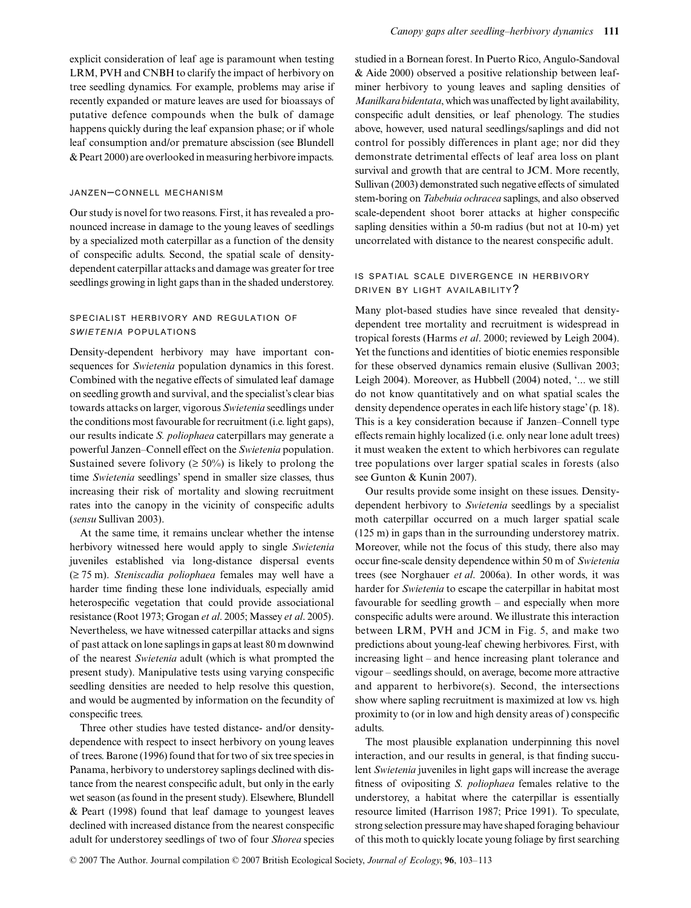explicit consideration of leaf age is paramount when testing LRM, PVH and CNBH to clarify the impact of herbivory on tree seedling dynamics. For example, problems may arise if recently expanded or mature leaves are used for bioassays of putative defence compounds when the bulk of damage happens quickly during the leaf expansion phase; or if whole leaf consumption and/or premature abscission (see Blundell & Peart 2000) are overlooked in measuring herbivore impacts.

### JANZEN–CONNELL MECHANISM

Our study is novel for two reasons. First, it has revealed a pronounced increase in damage to the young leaves of seedlings by a specialized moth caterpillar as a function of the density of conspecific adults. Second, the spatial scale of density-dependent caterpillar attacks and damage was greater for tree seedlings growing in light gaps than in the shaded understorey.

### SPECIALIST HERBIVORY AND REGULATION OF *SWIETENIA* POPULATIONS

Density-dependent herbivory may have important consequences for *Swietenia* population dynamics in this forest. Combined with the negative effects of simulated leaf damage on seedling growth and survival, and the specialist's clear bias towards attacks on larger, vigorous *Swietenia* seedlings under the conditions most favourable for recruitment (i.e. light gaps), our results indicate *S. poliophaea* caterpillars may generate a powerful Janzen–Connell effect on the *Swietenia* population. Sustained severe folivory (≥ 50%) is likely to prolong the time *Swietenia* seedlings' spend in smaller size classes, thus increasing their risk of mortality and slowing recruitment rates into the canopy in the vicinity of conspecific adults (*sensu* Sullivan 2003).

At the same time, it remains unclear whether the intense herbivory witnessed here would apply to single *Swietenia* juveniles established via long-distance dispersal events (≥ 75 m). *Steniscadia poliophaea* females may well have a harder time finding these lone individuals, especially amid heterospecific vegetation that could provide associational resistance (Root 1973; Grogan *et al*. 2005; Massey *et al*. 2005). Nevertheless, we have witnessed caterpillar attacks and signs of past attack on lone saplings in gaps at least 80 m downwind of the nearest *Swietenia* adult (which is what prompted the present study). Manipulative tests using varying conspecific seedling densities are needed to help resolve this question, and would be augmented by information on the fecundity of conspecific trees.

Three other studies have tested distance- and/or density-dependence with respect to insect herbivory on young leaves of trees. Barone (1996) found that for two of six tree species in Panama, herbivory to understorey saplings declined with distance from the nearest conspecific adult, but only in the early wet season (as found in the present study). Elsewhere, Blundell & Peart (1998) found that leaf damage to youngest leaves declined with increased distance from the nearest conspecific adult for understorey seedlings of two of four *Shorea* species studied in a Bornean forest. In Puerto Rico, Angulo-Sandoval & Aide 2000) observed a positive relationship between leaf-miner herbivory to young leaves and sapling densities of *Manilkara bidentata*, which was unaffected by light availability, conspecific adult densities, or leaf phenology. The studies above, however, used natural seedlings/saplings and did not control for possibly differences in plant age; nor did they demonstrate detrimental effects of leaf area loss on plant survival and growth that are central to JCM. More recently, Sullivan (2003) demonstrated such negative effects of simulated stem-boring on *Tabebuia ochracea* saplings, and also observed scale-dependent shoot borer attacks at higher conspecific sapling densities within a 50-m radius (but not at 10-m) yet uncorrelated with distance to the nearest conspecific adult.

### IS SPATIAL SCALE DIVERGENCE IN HERBIVORY DRIVEN BY LIGHT AVAILABILITY?

Many plot-based studies have since revealed that density-dependent tree mortality and recruitment is widespread in tropical forests (Harms *et al*. 2000; reviewed by Leigh 2004). Yet the functions and identities of biotic enemies responsible for these observed dynamics remain elusive (Sullivan 2003; Leigh 2004). Moreover, as Hubbell (2004) noted, '... we still do not know quantitatively and on what spatial scales the density dependence operates in each life history stage' (p. 18). This is a key consideration because if Janzen–Connell type effects remain highly localized (i.e. only near lone adult trees) it must weaken the extent to which herbivores can regulate tree populations over larger spatial scales in forests (also see Gunton & Kunin 2007).

Our results provide some insight on these issues. Density-dependent herbivory to *Swietenia* seedlings by a specialist moth caterpillar occurred on a much larger spatial scale (125 m) in gaps than in the surrounding understorey matrix. Moreover, while not the focus of this study, there also may occur fine-scale density dependence within 50 m of *Swietenia* trees (see Norghauer *et al*. 2006a). In other words, it was harder for *Swietenia* to escape the caterpillar in habitat most favourable for seedling growth – and especially when more conspecific adults were around. We illustrate this interaction between LRM, PVH and JCM in Fig. 5, and make two predictions about young-leaf chewing herbivores. First, with increasing light – and hence increasing plant tolerance and vigour – seedlings should, on average, become more attractive and apparent to herbivore(s). Second, the intersections show where sapling recruitment is maximized at low vs. high proximity to (or in low and high density areas of) conspecific adults.

The most plausible explanation underpinning this novel interaction, and our results in general, is that finding succulent *Swietenia* juveniles in light gaps will increase the average fitness of ovipositing *S. poliophaea* females relative to the understorey, a habitat where the caterpillar is essentially resource limited (Harrison 1987; Price 1991). To speculate, strong selection pressure may have shaped foraging behaviour of this moth to quickly locate young foliage by first searching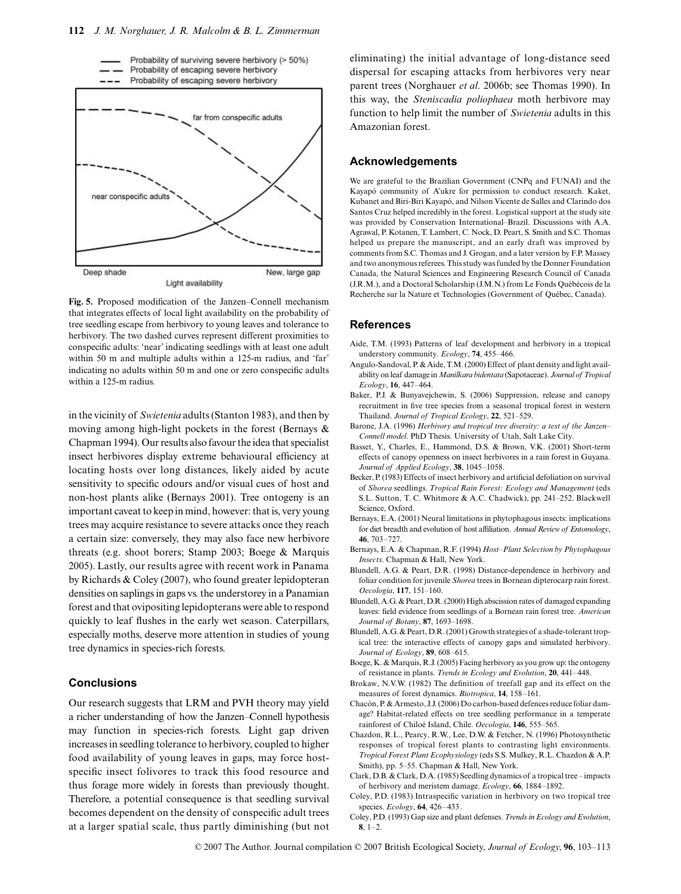Probability of surviving severe herbivory (> 50%)

Probability of escaping severe herbivory

Probability of escaping severe herbivory

far from conspecific adults

near conspecific adults

Deep shade

New, large gap

Light availability

**Fig. 5.** Proposed modification of the Janzen–Connell mechanism that integrates effects of local light availability on the probability of tree seedling escape from herbivory to young leaves and tolerance to herbivory. The two dashed curves represent different proximities to conspecific adults: 'near' indicating seedlings with at least one adult within 50 m and multiple adults within a 125-m radius, and 'far' indicating no adults within 50 m and one or zero conspecific adults within a 125-m radius.

in the vicinity of *Swietenia* adults (Stanton 1983), and then by moving among high-light pockets in the forest (Bernays & Chapman 1994). Our results also favour the idea that specialist insect herbivores display extreme behavioural efficiency at locating hosts over long distances, likely aided by acute sensitivity to specific odours and/or visual cues of host and non-host plants alike (Bernays 2001). Tree ontogeny is an important caveat to keep in mind, however: that is, very young trees may acquire resistance to severe attacks once they reach a certain size: conversely, they may also face new herbivore threats (e.g. shoot borers; Stamp 2003; Boege & Marquis 2005). Lastly, our results agree with recent work in Panama by Richards & Coley (2007), who found greater lepidopteran densities on saplings in gaps vs. the understorey in a Panamian forest and that ovipositing lepidopterans were able to respond quickly to leaf flushes in the early wet season. Caterpillars, especially moths, deserve more attention in studies of young tree dynamics in species-rich forests.

## Conclusions

Our research suggests that LRM and PVH theory may yield a richer understanding of how the Janzen–Connell hypothesis may function in species-rich forests. Light gap driven increases in seedling tolerance to herbivory, coupled to higher food availability of young leaves in gaps, may force host-specific insect folivores to track this food resource and thus forage more widely in forests than previously thought. Therefore, a potential consequence is that seedling survival becomes dependent on the density of conspecific adult trees at a larger spatial scale, thus partly diminishing (but not eliminating) the initial advantage of long-distance seed dispersal for escaping attacks from herbivores very near parent trees (Norghauer *et al.* 2006b; see Thomas 1990). In this way, the *Steniscadia poliophaea* moth herbivore may function to help limit the number of *Swietenia* adults in this Amazonian forest.

## Acknowledgements

We are grateful to the Brazilian Government (CNPq and FUNAI) and the Kayapó community of A'ukre for permission to conduct research. Kaket, Kubanet and Biri-Biri Kayapó, and Nilson Vicente de Salles and Clarindo dos Santos Cruz helped incredibly in the forest. Logistical support at the study site was provided by Conservation International–Brazil. Discussions with A.A. Agrawal, P. Kotanen, T. Lambert, C. Nock, D. Peart, S. Smith and S.C. Thomas helped us prepare the manuscript, and an early draft was improved by comments from S.C. Thomas and J. Grogan, and a later version by F.P. Massey and two anonymous referees. This study was funded by the Donner Foundation Canada, the Natural Sciences and Engineering Research Council of Canada (J.R.M.), and a Doctoral Scholarship (J.M.N.) from Le Fonds Québécois de la Recherche sur la Nature et Technologies (Government of Québec, Canada).

## References

Aide, T.M. (1993) Patterns of leaf development and herbivory in a tropical understory community. *Ecology*, **74**, 455–466.

Angulo-Sandoval, P. & Aide, T.M. (2000) Effect of plant density and light availability on leaf damage in *Manilkara bidentata* (Sapotaceae). *Journal of Tropical Ecology*, **16**, 447–464.

Baker, P.J. & Bunyavejchewin, S. (2006) Suppression, release and canopy recruitment in five tree species from a seasonal tropical forest in western Thailand. *Journal of Tropical Ecology*, **22**, 521–529.

Barone, J.A. (1996) *Herbivory and tropical tree diversity: a test of the Janzen–Connell model*. PhD Thesis. University of Utah, Salt Lake City.

Basset, Y., Charles, E., Hammond, D.S. & Brown, V.K. (2001) Short-term effects of canopy openness on insect herbivores in a rain forest in Guyana. *Journal of Applied Ecology*, **38**, 1045–1058.

Becker, P. (1983) Effects of insect herbivory and artificial defoliation on survival of *Shorea* seedlings. *Tropical Rain Forest: Ecology and Management* (eds S.L. Sutton, T. C. Whitmore & A.C. Chadwick), pp. 241–252. Blackwell Science, Oxford.

Bernays, E.A. (2001) Neural limitations in phytophagous insects: implications for diet breadth and evolution of host affiliation. *Annual Review of Entomology*, **46**, 703–727.

Bernays, E.A. & Chapman, R.F. (1994) *Host–Plant Selection by Phytophagous Insects*. Chapman & Hall, New York.

Blundell, A.G. & Peart, D.R. (1998) Distance-dependence in herbivory and foliar condition for juvenile *Shorea* trees in Bornean dipterocarp rain forest. *Oecologia*, **117**, 151–160.

Blundell, A.G. & Peart, D.R. (2000) High abscission rates of damaged expanding leaves: field evidence from seedlings of a Bornean rain forest tree. *American Journal of Botany*, **87**, 1693–1698.

Blundell, A.G. & Peart, D.R. (2001) Growth strategies of a shade-tolerant tropical tree: the interactive effects of canopy gaps and simulated herbivory. *Journal of Ecology*, **89**, 608–615.

Boege, K. & Marquis, R.J. (2005) Facing herbivory as you grow up: the ontogeny of resistance in plants. *Trends in Ecology and Evolution*, **20**, 441–448.

Brokaw, N.V.W. (1982) The definition of treefall gap and its effect on the measures of forest dynamics. *Biotropica*, **14**, 158–161.

Chacón, P. & Armesto, J.J. (2006) Do carbon-based defences reduce foliar damage? Habitat-related effects on tree seedling performance in a temperate rainforest of Chiloé Island, Chile. *Oecologia*, **146**, 555–565.

Chazdon, R.L., Pearcy, R.W., Lee, D.W. & Fetcher, N. (1996) Photosynthetic responses of tropical forest plants to contrasting light environments. *Tropical Forest Plant Ecophysiology* (eds S.S. Mulkey, R.L. Chazdon & A.P. Smith), pp. 5–55. Chapman & Hall, New York.

Clark, D.B. & Clark, D.A. (1985) Seedling dynamics of a tropical tree – impacts of herbivory and meristem damage. *Ecology*, **66**, 1884–1892.

Coley, P.D. (1983) Intraspecific variation in herbivory on two tropical tree species. *Ecology*, **64**, 426–433.

Coley, P.D. (1993) Gap size and plant defenses. *Trends in Ecology and Evolution*, **8**, 1–2.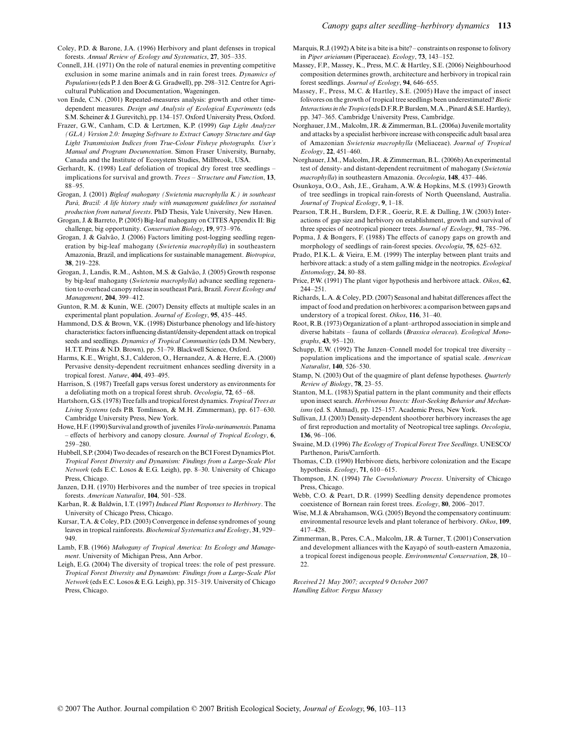Coley, P.D. & Barone, J.A. (1996) Herbivory and plant defenses in tropical forests. *Annual Review of Ecology and Systematics*, **27**, 305–335.

Connell, J.H. (1971) On the role of natural enemies in preventing competitive exclusion in some marine animals and in rain forest trees. *Dynamics of Populations* (eds P. J. den Boer & G. Gradwell), pp. 298–312. Centre for Agricultural Publication and Documentation, Wageningen.

von Ende, C.N. (2001) Repeated-measures analysis: growth and other time-dependent measures. *Design and Analysis of Ecological Experiments* (eds S.M. Scheiner & J. Gurevitch), pp. 134–157. Oxford University Press, Oxford.

Frazer, G.W., Canham, C.D. & Lertzmen, K.P. (1999) *Gap Light Analyzer (GLA) Version 2.0: Imaging Software to Extract Canopy Structure and Gap Light Transmission Indices from True-Colour Fisheye photographs. User's Manual and Program Documentation*. Simon Fraser University, Burnaby, Canada and the Institute of Ecosystem Studies, Millbrook, USA.

Gerhardt, K. (1998) Leaf defoliation of tropical dry forest tree seedlings – implications for survival and growth. *Trees – Structure and Function*, **13**, 88–95.

Grogan, J. (2001) *Bigleaf mahogany (Swietenia macrophylla K.) in southeast Pará, Brazil: A life history study with management guidelines for sustained production from natural forests*. PhD Thesis, Yale University, New Haven.

Grogan, J. & Barreto, P. (2005) Big-leaf mahogany on CITES Appendix II: Big challenge, big opportunity. *Conservation Biology*, **19**, 973–976.

Grogan, J. & Galvão, J. (2006) Factors limiting post-logging seedling regeneration by big-leaf mahogany (*Swietenia macrophylla*) in southeastern Amazonia, Brazil, and implications for sustainable management. *Biotropica*, **38**, 219–228.

Grogan, J., Landis, R.M., Ashton, M.S. & Galvão, J. (2005) Growth response by big-leaf mahogany (*Swietenia macrophylla*) advance seedling regeneration to overhead canopy release in southeast Pará, Brazil. *Forest Ecology and Management*, **204**, 399–412.

Gunton, R.M. & Kunin, W.E. (2007) Density effects at multiple scales in an experimental plant population. *Journal of Ecology*, **95**, 435–445.

Hammond, D.S. & Brown, V.K. (1998) Disturbance phenology and life-history characteristics: factors influencing distant/density-dependent attack on tropical seeds and seedlings. *Dynamics of Tropical Communities* (eds D.M. Newbery, H.T.T. Prins & N.D. Brown), pp. 51–79. Blackwell Science, Oxford.

Harms, K.E., Wright, S.J., Calderon, O., Hernandez, A. & Herre, E.A. (2000) Pervasive density-dependent recruitment enhances seedling diversity in a tropical forest. *Nature*, **404**, 493–495.

Harrison, S. (1987) Treefall gaps versus forest understory as environments for a defoliating moth on a tropical forest shrub. *Oecologia*, **72**, 65–68.

Hartshorn, G.S. (1978) Tree falls and tropical forest dynamics. *Tropical Trees as Living Systems* (eds P.B. Tomlinson, & M.H. Zimmerman), pp. 617–630. Cambridge University Press, New York.

Howe, H.F. (1990) Survival and growth of juveniles *Virola-surinamensis*. Panama – effects of herbivory and canopy closure. *Journal of Tropical Ecology*, **6**, 259–280.

Hubbell, S.P. (2004) Two decades of research on the BCI Forest Dynamics Plot. *Tropical Forest Diversity and Dynamism: Findings from a Large-Scale Plot Network* (eds E.C. Losos & E.G. Leigh), pp. 8–30. University of Chicago Press, Chicago.

Janzen, D.H. (1970) Herbivores and the number of tree species in tropical forests. *American Naturalist*, **104**, 501–528.

Karban, R. & Baldwin, I.T. (1997) *Induced Plant Responses to Herbivory*. The University of Chicago Press, Chicago.

Kursar, T.A. & Coley, P.D. (2003) Convergence in defense syndromes of young leaves in tropical rainforests. *Biochemical Systematics and Ecology*, **31**, 929–949.

Lamb, F.B. (1966) *Mahogany of Tropical America: Its Ecology and Management*. University of Michigan Press, Ann Arbor.

Leigh, E.G. (2004) The diversity of tropical trees: the role of pest pressure. *Tropical Forest Diversity and Dynamism: Findings from a Large-Scale Plot Network* (eds E.C. Losos & E.G. Leigh), pp. 315–319. University of Chicago Press, Chicago.

Marquis, R.J. (1992) A bite is a bite is a bite? – constraints on response to folivory in *Piper arieianum* (Piperaceae). *Ecology*, **73**, 143–152.

Massey, F.P., Massey, K., Press, M.C. & Hartley, S.E. (2006) Neighbourhood composition determines growth, architecture and herbivory in tropical rain forest seedlings. *Journal of Ecology*, **94**, 646–655.

Massey, F., Press, M.C. & Hartley, S.E. (2005) Have the impact of insect folivores on the growth of tropical tree seedlings been underestimated? *Biotic Interactions in the Tropics* (eds D.F.R.P. Burslem, M.A. , Pinard & S.E. Hartley), pp. 347–365. Cambridge University Press, Cambridge.

Norghauer, J.M., Malcolm, J.R. & Zimmerman, B.L. (2006a) Juvenile mortality and attacks by a specialist herbivore increase with conspecific adult basal area of Amazonian *Swietenia macrophylla* (Meliaceae). *Journal of Tropical Ecology*, **22**, 451–460.

Norghauer, J.M., Malcolm, J.R. & Zimmerman, B.L. (2006b) An experimental test of density- and distant-dependent recruitment of mahogany (*Swietenia macrophylla*) in southeastern Amazonia. *Oecologia*, **148**, 437–446.

Osunkoya, O.O., Ash, J.E., Graham, A.W. & Hopkins, M.S. (1993) Growth of tree seedlings in tropical rain-forests of North Queensland, Australia. *Journal of Tropical Ecology*, **9**, 1–18.

Pearson, T.R.H., Burslem, D.F.R., Goeriz, R.E. & Dalling, J.W. (2003) Interactions of gap size and herbivory on establishment, growth and survival of three species of neotropical pioneer trees. *Journal of Ecology*, **91**, 785–796.

Popma, J. & Bongers, F. (1988) The effects of canopy gaps on growth and morphology of seedlings of rain-forest species. *Oecologia*, **75**, 625–632.

Prado, P.I.K.L. & Vieira, E.M. (1999) The interplay between plant traits and herbivore attack: a study of a stem galling midge in the neotropics. *Ecological Entomology*, **24**, 80–88.

Price, P.W. (1991) The plant vigor hypothesis and herbivore attack. *Oikos*, **62**, 244–251.

Richards, L.A. & Coley, P.D. (2007) Seasonal and habitat differences affect the impact of food and predation on herbivores: a comparison between gaps and understory of a tropical forest. *Oikos*, **116**, 31–40.

Root, R.B. (1973) Organization of a plant–arthropod association in simple and diverse habitats – fauna of collards (*Brassica oleracea*). *Ecological Monographs*, **43**, 95–120.

Schupp, E.W. (1992) The Janzen–Connell model for tropical tree diversity – population implications and the importance of spatial scale. *American Naturalist*, **140**, 526–530.

Stamp, N. (2003) Out of the quagmire of plant defense hypotheses. *Quarterly Review of Biology*, **78**, 23–55.

Stanton, M.L. (1983) Spatial pattern in the plant community and their effects upon insect search. *Herbivorous Insects: Host-Seeking Behavior and Mechanisms* (ed. S. Ahmad), pp. 125–157. Academic Press, New York.

Sullivan, J.J. (2003) Density-dependent shootborer herbivory increases the age of first reproduction and mortality of Neotropical tree saplings. *Oecologia*, **136**, 96–106.

Swaine, M.D. (1996) *The Ecology of Tropical Forest Tree Seedlings*. UNESCO/Parthenon, Paris/Carnforth.

Thomas, C.D. (1990) Herbivore diets, herbivore colonization and the Escape hypothesis. *Ecology*, **71**, 610–615.

Thompson, J.N. (1994) *The Coevolutionary Process*. University of Chicago Press, Chicago.

Webb, C.O. & Peart, D.R. (1999) Seedling density dependence promotes coexistence of Bornean rain forest trees. *Ecology*, **80**, 2006–2017.

Wise, M.J. & Abrahamson, W.G. (2005) Beyond the compensatory continuum: environmental resource levels and plant tolerance of herbivory. *Oikos*, **109**, 417–428.

Zimmerman, B., Peres, C.A., Malcolm, J.R. & Turner, T. (2001) Conservation and development alliances with the Kayapó of south-eastern Amazonia, a tropical forest indigenous people. *Environmental Conservation*, **28**, 10–22.

*Received 21 May 2007; accepted 9 October 2007*
*Handling Editor: Fergus Massey*